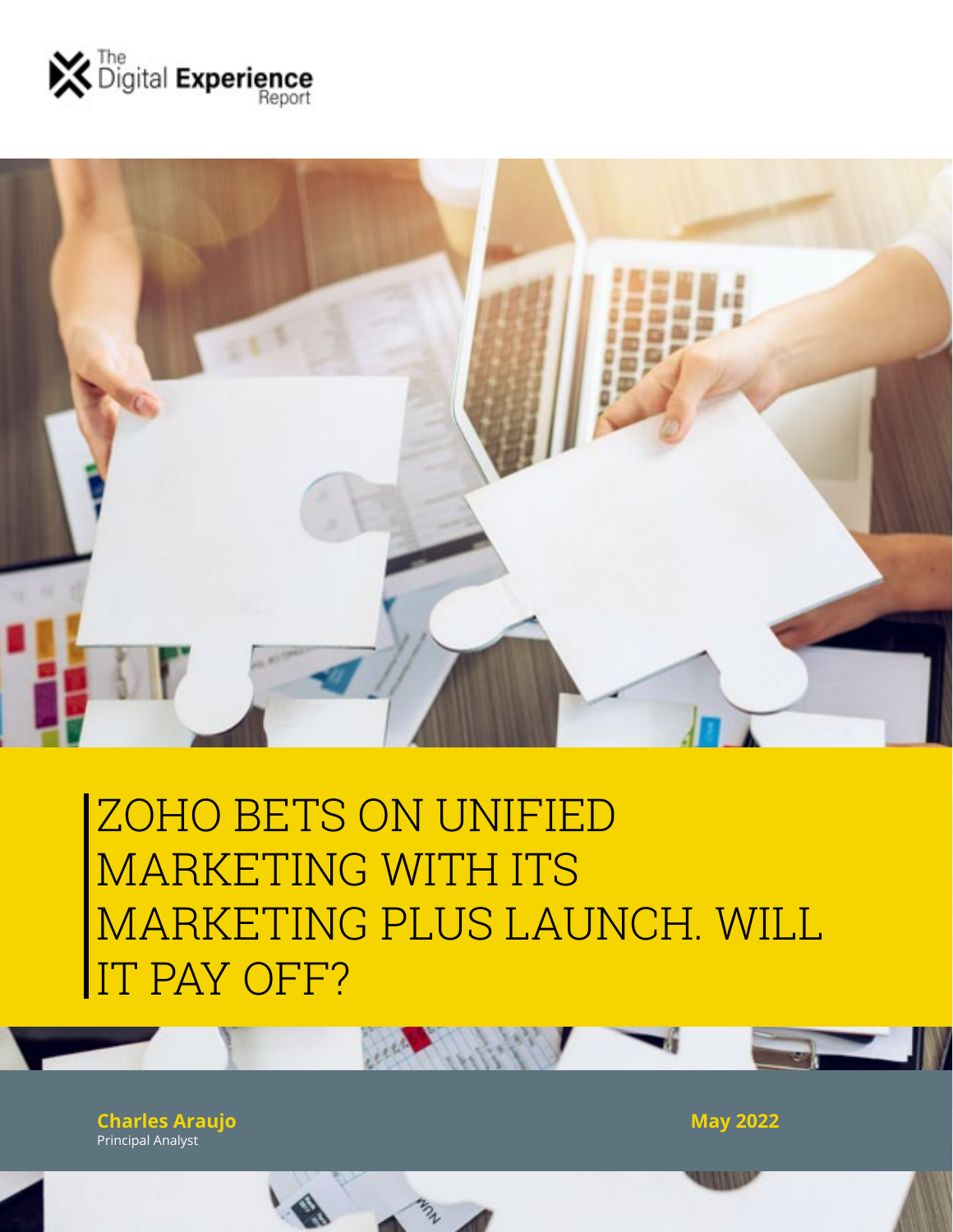The Digital Experience Report

# ZOHO BETS ON UNIFIED MARKETING WITH ITS MARKETING PLUS LAUNCH. WILL IT PAY OFF?

**Charles Araujo**
Principal Analyst

**May 2022**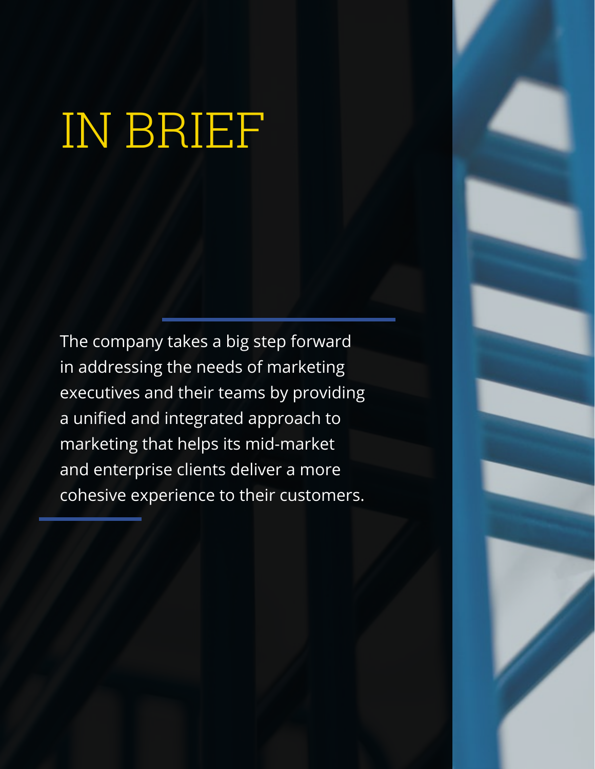# IN BRIEF

The company takes a big step forward in addressing the needs of marketing executives and their teams by providing a unified and integrated approach to marketing that helps its mid-market and enterprise clients deliver a more cohesive experience to their customers.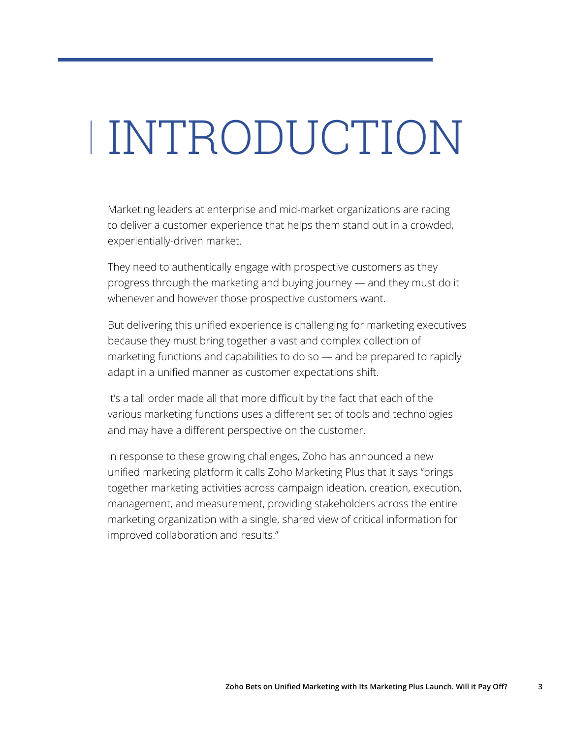# INTRODUCTION

Marketing leaders at enterprise and mid-market organizations are racing to deliver a customer experience that helps them stand out in a crowded, experientially-driven market.

They need to authentically engage with prospective customers as they progress through the marketing and buying journey — and they must do it whenever and however those prospective customers want.

But delivering this unified experience is challenging for marketing executives because they must bring together a vast and complex collection of marketing functions and capabilities to do so — and be prepared to rapidly adapt in a unified manner as customer expectations shift.

It's a tall order made all that more difficult by the fact that each of the various marketing functions uses a different set of tools and technologies and may have a different perspective on the customer.

In response to these growing challenges, Zoho has announced a new unified marketing platform it calls Zoho Marketing Plus that it says "brings together marketing activities across campaign ideation, creation, execution, management, and measurement, providing stakeholders across the entire marketing organization with a single, shared view of critical information for improved collaboration and results."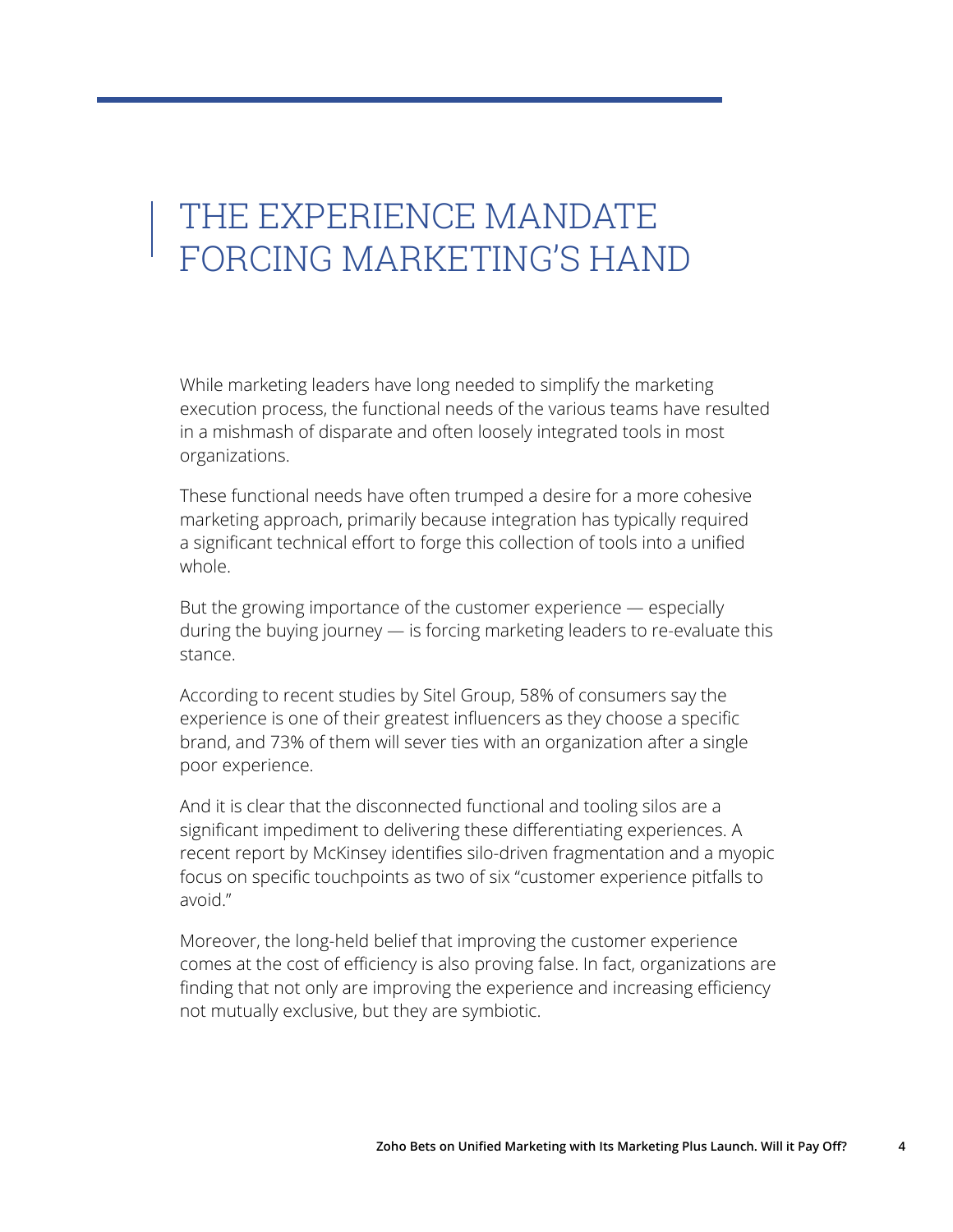# THE EXPERIENCE MANDATE FORCING MARKETING'S HAND

While marketing leaders have long needed to simplify the marketing execution process, the functional needs of the various teams have resulted in a mishmash of disparate and often loosely integrated tools in most organizations.

These functional needs have often trumped a desire for a more cohesive marketing approach, primarily because integration has typically required a significant technical effort to forge this collection of tools into a unified whole.

But the growing importance of the customer experience — especially during the buying journey — is forcing marketing leaders to re-evaluate this stance.

According to recent studies by Sitel Group, 58% of consumers say the experience is one of their greatest influencers as they choose a specific brand, and 73% of them will sever ties with an organization after a single poor experience.

And it is clear that the disconnected functional and tooling silos are a significant impediment to delivering these differentiating experiences. A recent report by McKinsey identifies silo-driven fragmentation and a myopic focus on specific touchpoints as two of six "customer experience pitfalls to avoid."

Moreover, the long-held belief that improving the customer experience comes at the cost of efficiency is also proving false. In fact, organizations are finding that not only are improving the experience and increasing efficiency not mutually exclusive, but they are symbiotic.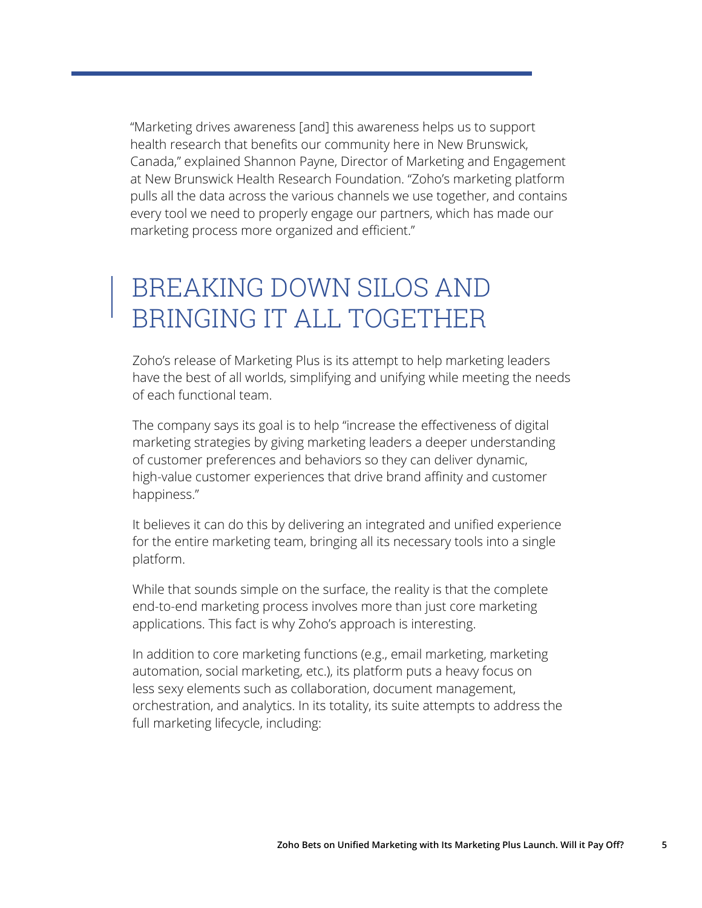"Marketing drives awareness [and] this awareness helps us to support health research that benefits our community here in New Brunswick, Canada," explained Shannon Payne, Director of Marketing and Engagement at New Brunswick Health Research Foundation. "Zoho's marketing platform pulls all the data across the various channels we use together, and contains every tool we need to properly engage our partners, which has made our marketing process more organized and efficient."

## BREAKING DOWN SILOS AND BRINGING IT ALL TOGETHER

Zoho's release of Marketing Plus is its attempt to help marketing leaders have the best of all worlds, simplifying and unifying while meeting the needs of each functional team.

The company says its goal is to help "increase the effectiveness of digital marketing strategies by giving marketing leaders a deeper understanding of customer preferences and behaviors so they can deliver dynamic, high-value customer experiences that drive brand affinity and customer happiness."

It believes it can do this by delivering an integrated and unified experience for the entire marketing team, bringing all its necessary tools into a single platform.

While that sounds simple on the surface, the reality is that the complete end-to-end marketing process involves more than just core marketing applications. This fact is why Zoho's approach is interesting.

In addition to core marketing functions (e.g., email marketing, marketing automation, social marketing, etc.), its platform puts a heavy focus on less sexy elements such as collaboration, document management, orchestration, and analytics. In its totality, its suite attempts to address the full marketing lifecycle, including: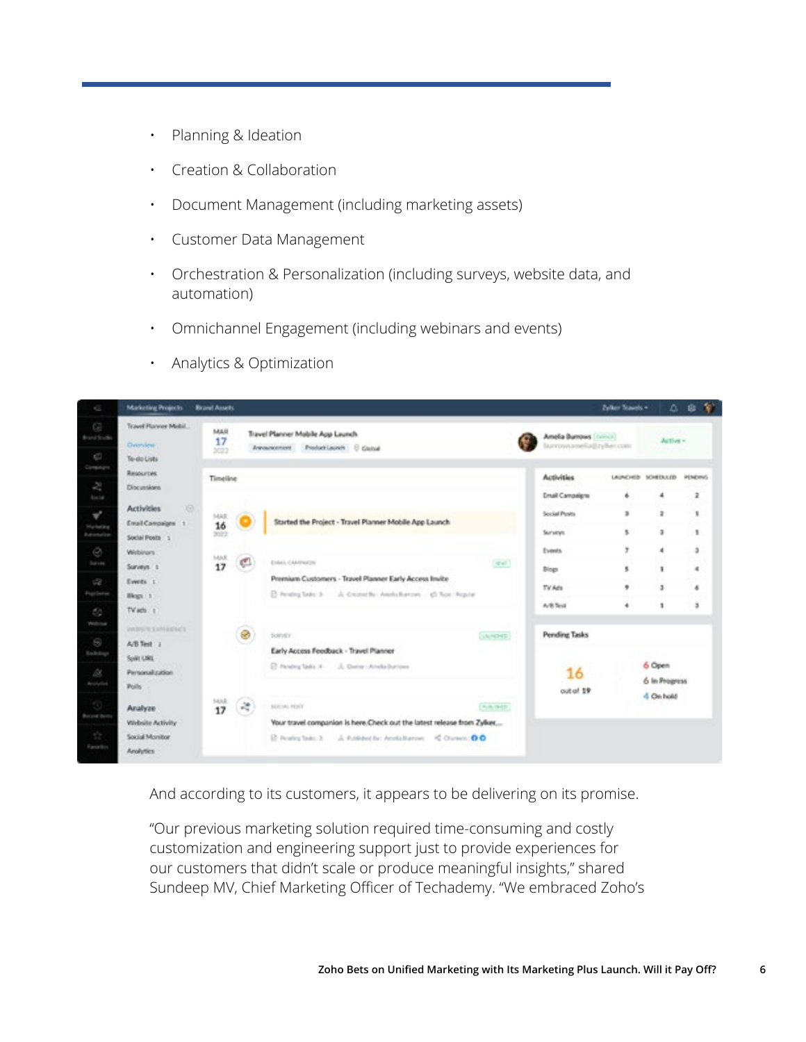- Planning & Ideation
- Creation & Collaboration
- Document Management (including marketing assets)
- Customer Data Management
- Orchestration & Personalization (including surveys, website data, and automation)
- Omnichannel Engagement (including webinars and events)
- Analytics & Optimization

And according to its customers, it appears to be delivering on its promise.

"Our previous marketing solution required time-consuming and costly customization and engineering support just to provide experiences for our customers that didn't scale or produce meaningful insights," shared Sundeep MV, Chief Marketing Officer of Techademy. "We embraced Zoho's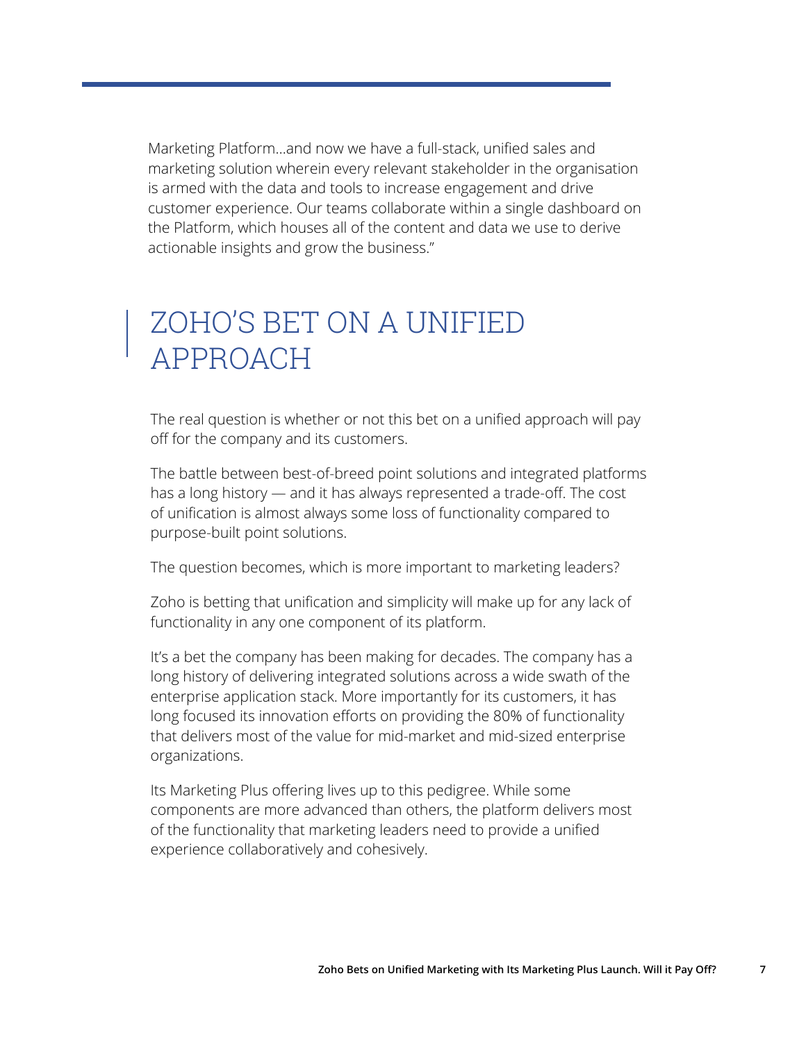Marketing Platform...and now we have a full-stack, unified sales and marketing solution wherein every relevant stakeholder in the organisation is armed with the data and tools to increase engagement and drive customer experience. Our teams collaborate within a single dashboard on the Platform, which houses all of the content and data we use to derive actionable insights and grow the business."

## ZOHO'S BET ON A UNIFIED APPROACH

The real question is whether or not this bet on a unified approach will pay off for the company and its customers.

The battle between best-of-breed point solutions and integrated platforms has a long history — and it has always represented a trade-off. The cost of unification is almost always some loss of functionality compared to purpose-built point solutions.

The question becomes, which is more important to marketing leaders?

Zoho is betting that unification and simplicity will make up for any lack of functionality in any one component of its platform.

It's a bet the company has been making for decades. The company has a long history of delivering integrated solutions across a wide swath of the enterprise application stack. More importantly for its customers, it has long focused its innovation efforts on providing the 80% of functionality that delivers most of the value for mid-market and mid-sized enterprise organizations.

Its Marketing Plus offering lives up to this pedigree. While some components are more advanced than others, the platform delivers most of the functionality that marketing leaders need to provide a unified experience collaboratively and cohesively.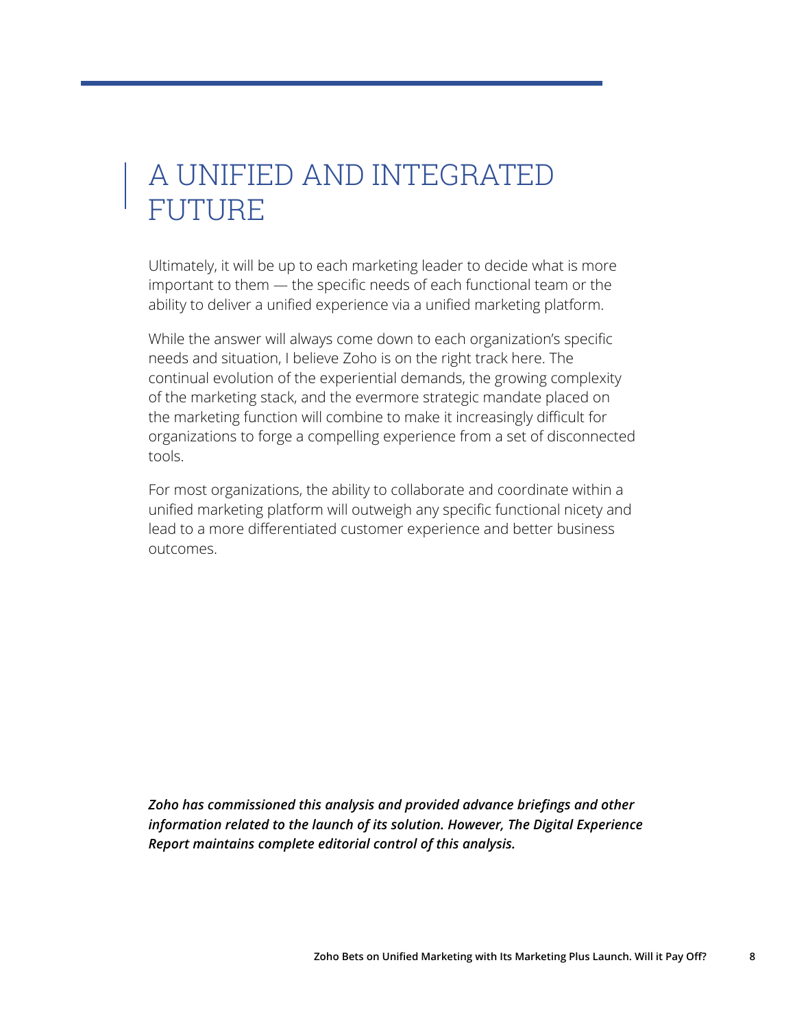# A UNIFIED AND INTEGRATED FUTURE

Ultimately, it will be up to each marketing leader to decide what is more important to them — the specific needs of each functional team or the ability to deliver a unified experience via a unified marketing platform.

While the answer will always come down to each organization's specific needs and situation, I believe Zoho is on the right track here. The continual evolution of the experiential demands, the growing complexity of the marketing stack, and the evermore strategic mandate placed on the marketing function will combine to make it increasingly difficult for organizations to forge a compelling experience from a set of disconnected tools.

For most organizations, the ability to collaborate and coordinate within a unified marketing platform will outweigh any specific functional nicety and lead to a more differentiated customer experience and better business outcomes.

***Zoho has commissioned this analysis and provided advance briefings and other information related to the launch of its solution. However, The Digital Experience Report maintains complete editorial control of this analysis.***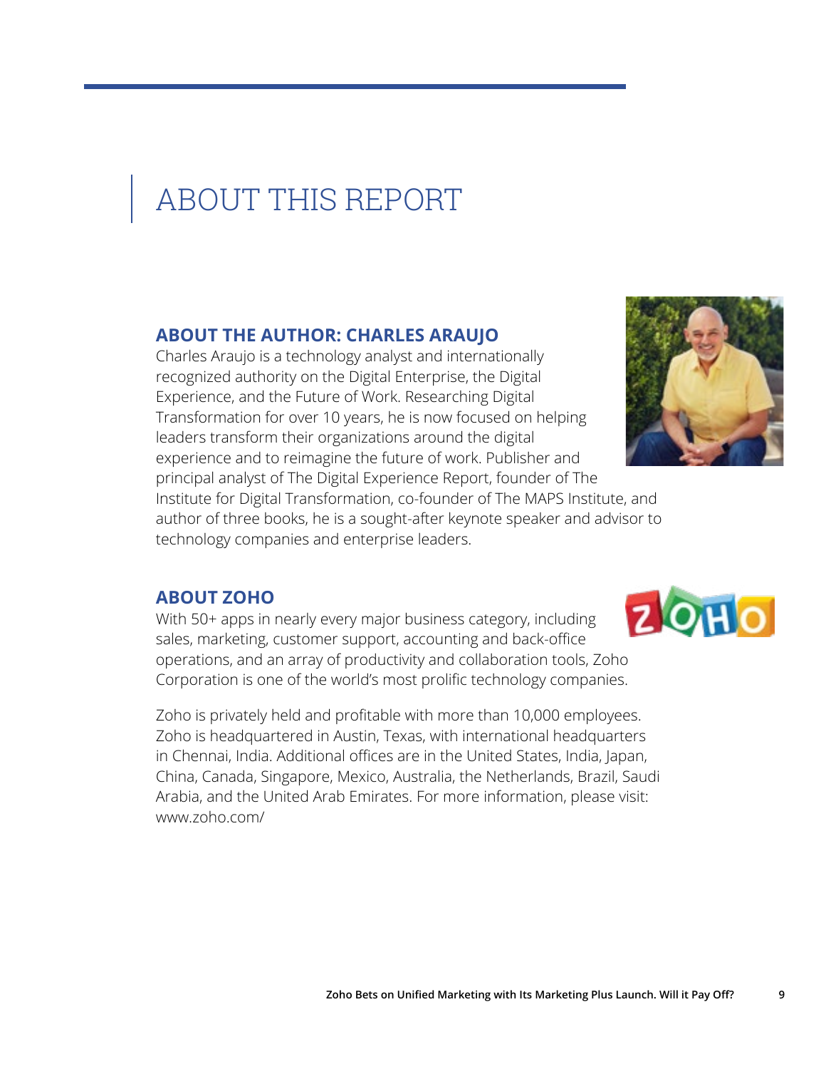# ABOUT THIS REPORT

## ABOUT THE AUTHOR: CHARLES ARAUJO

Charles Araujo is a technology analyst and internationally recognized authority on the Digital Enterprise, the Digital Experience, and the Future of Work. Researching Digital Transformation for over 10 years, he is now focused on helping leaders transform their organizations around the digital experience and to reimagine the future of work. Publisher and principal analyst of The Digital Experience Report, founder of The Institute for Digital Transformation, co-founder of The MAPS Institute, and author of three books, he is a sought-after keynote speaker and advisor to technology companies and enterprise leaders.

## ABOUT ZOHO

With 50+ apps in nearly every major business category, including sales, marketing, customer support, accounting and back-office operations, and an array of productivity and collaboration tools, Zoho Corporation is one of the world's most prolific technology companies.

Zoho is privately held and profitable with more than 10,000 employees. Zoho is headquartered in Austin, Texas, with international headquarters in Chennai, India. Additional offices are in the United States, India, Japan, China, Canada, Singapore, Mexico, Australia, the Netherlands, Brazil, Saudi Arabia, and the United Arab Emirates. For more information, please visit: www.zoho.com/